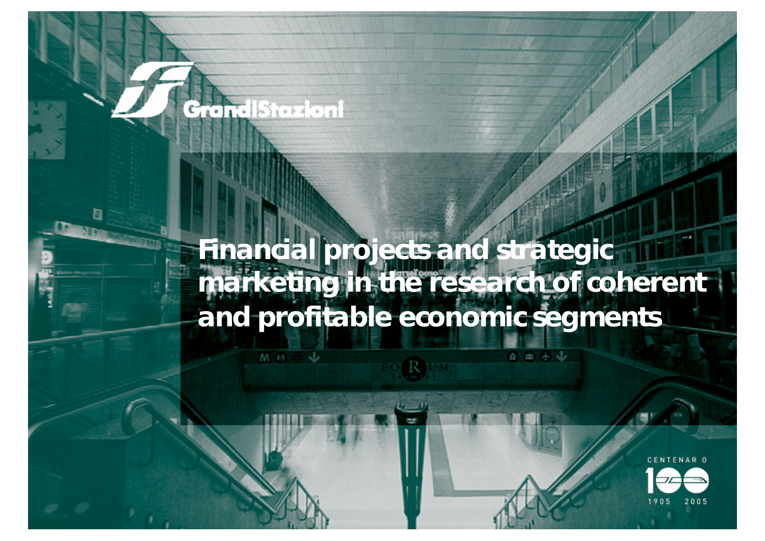GrandiStazioni

# Financial projects and strategic marketing in the research of coherent and profitable economic segments

CENTENARIO

1905 2005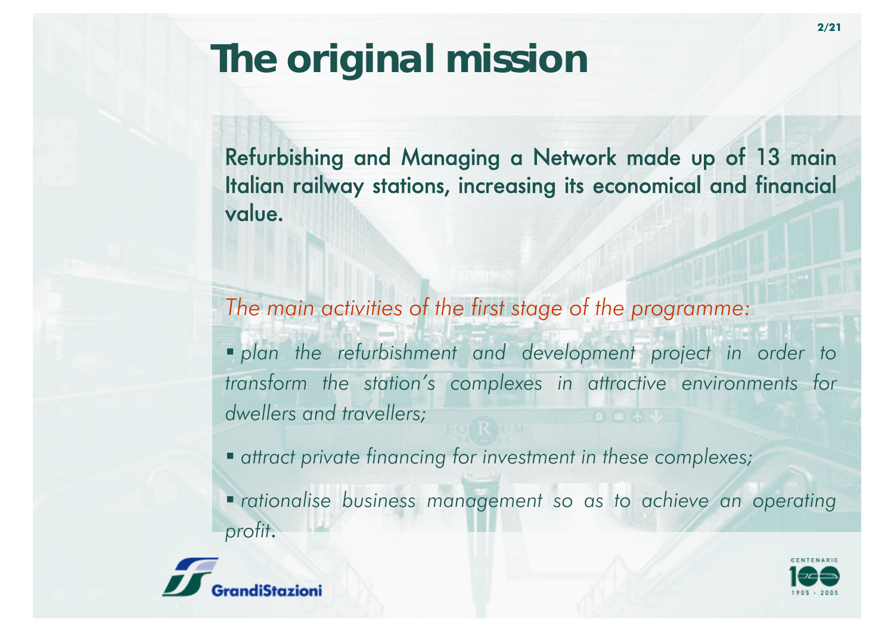# The original mission

Refurbishing and Managing a Network made up of 13 main Italian railway stations, increasing its economical and financial value.

*The main activities of the first stage of the programme:*

- *plan the refurbishment and development project in order to transform the station's complexes in attractive environments for dwellers and travellers;*
- *attract private financing for investment in these complexes;*
- *rationalise business management so as to achieve an operating profit.*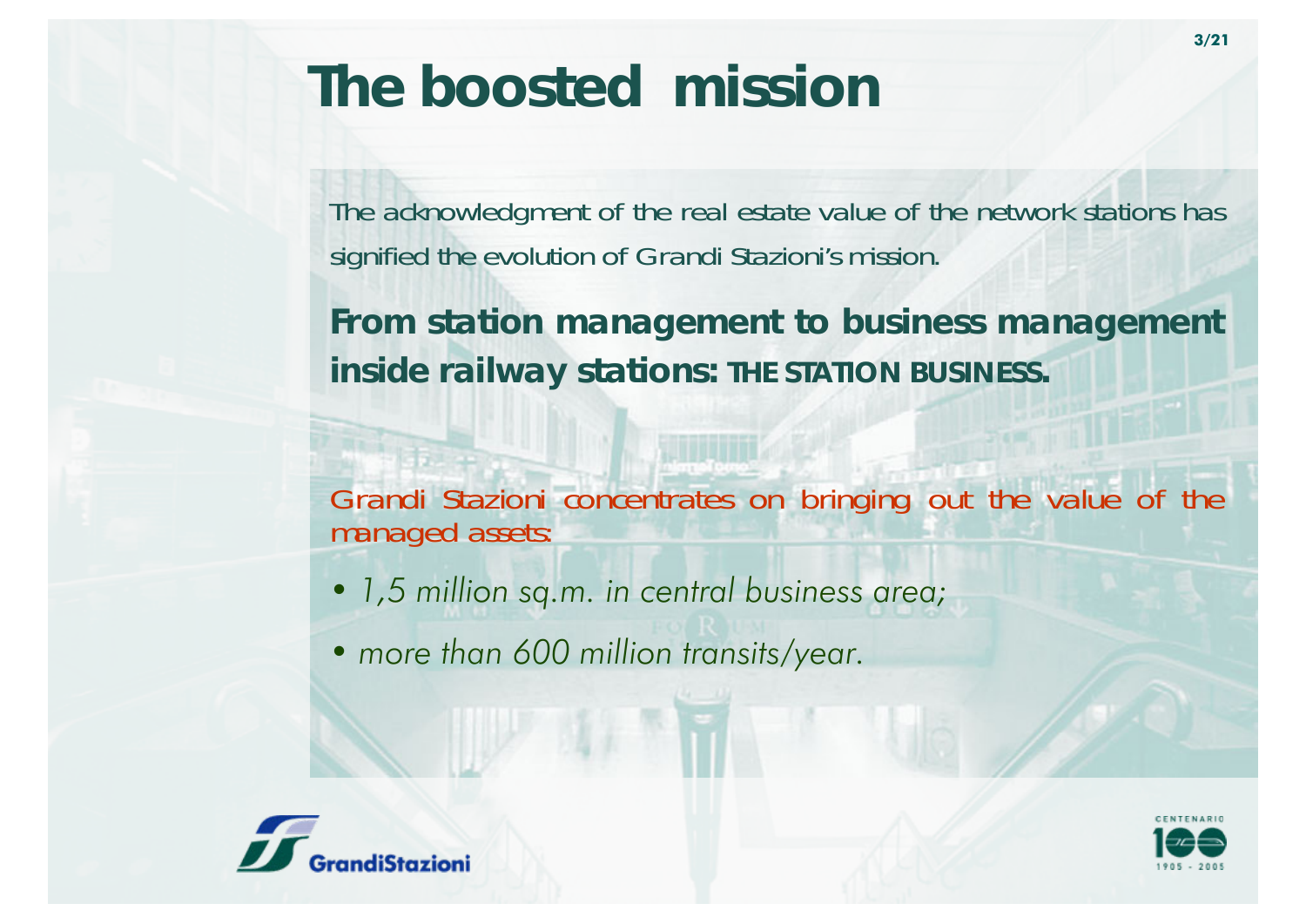# The boosted mission

The acknowledgment of the real estate value of the network stations has signified the evolution of Grandi Stazioni's mission.

**From station management to business management inside railway stations: THE STATION BUSINESS.**

Grandi Stazioni concentrates on bringing out the value of the managed assets:

- *1,5 million sq.m. in central business area;*
- *more than 600 million transits/year.*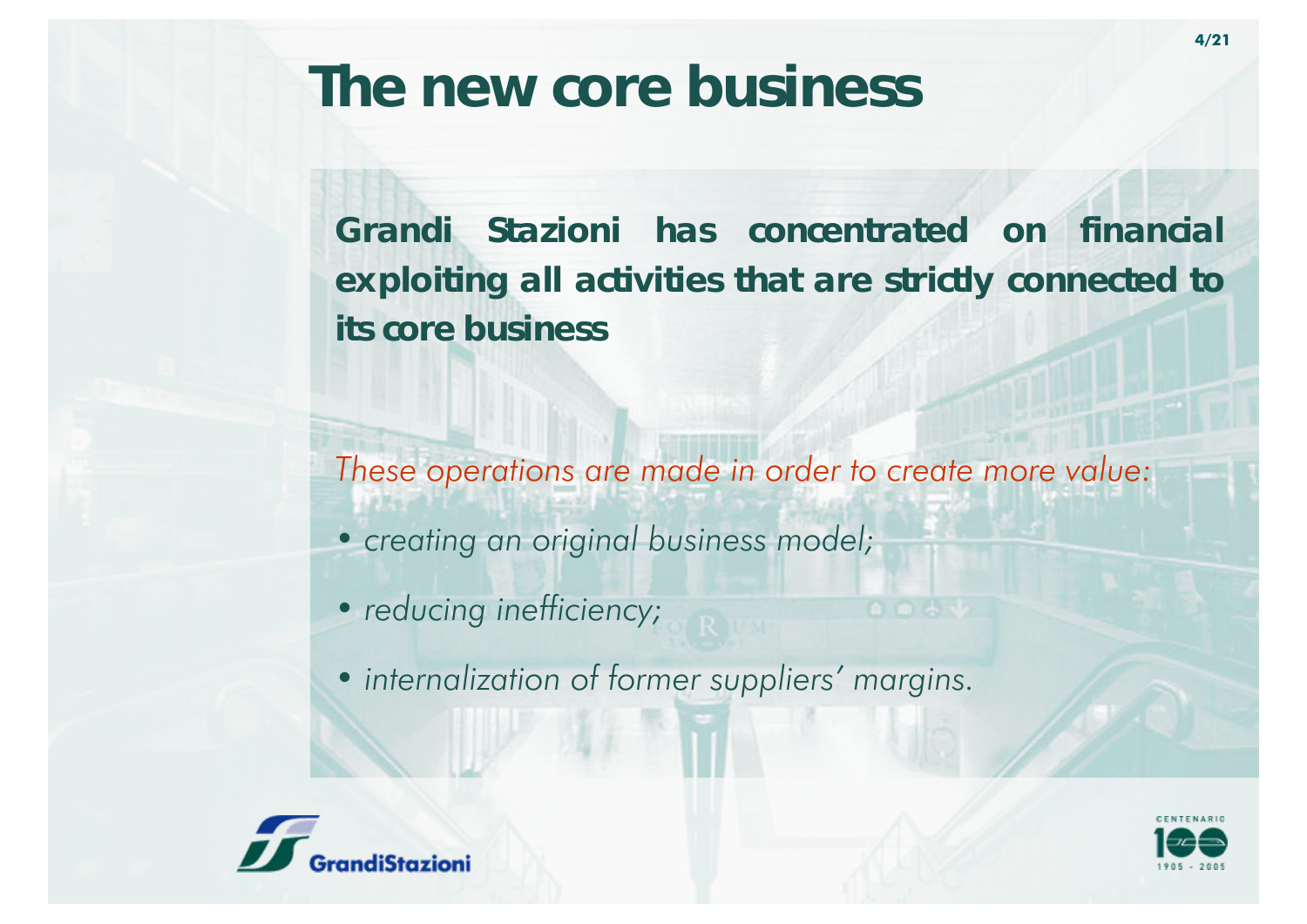# The new core business

**Grandi Stazioni has concentrated on financial exploiting all activities that are strictly connected to its core business**

*These operations are made in order to create more value:*

- *creating an original business model;*
- *reducing inefficiency;*
- *internalization of former suppliers' margins.*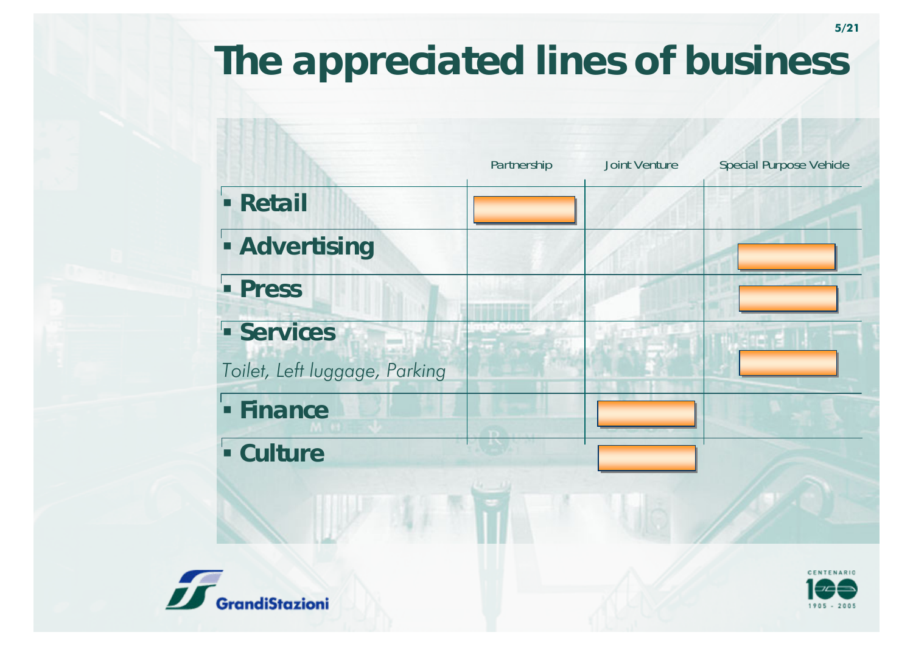# The appreciated lines of business

| | Partnership | Joint Venture | Special Purpose Vehicle |
|---|---|---|---|
| **Retail** | ■ | | |
| **Advertising** | | | ■ |
| **Press** | | | ■ |
| **Services** *Toilet, Left luggage, Parking* | | | ■ |
| **Finance** | | ■ | |
| **Culture** | | ■ | |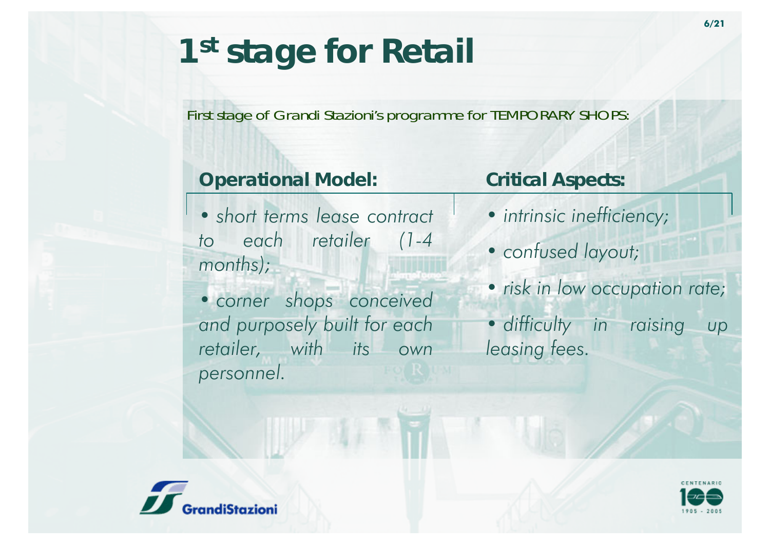# 1st stage for Retail

First stage of Grandi Stazioni's programme for TEMPORARY SHOPS:

**Operational Model:**

- *short terms lease contract to each retailer (1-4 months);*
- *corner shops conceived and purposely built for each retailer, with its own personnel.*

**Critical Aspects:**

- *intrinsic inefficiency;*
- *confused layout;*
- *risk in low occupation rate;*
- *difficulty in raising up leasing fees.*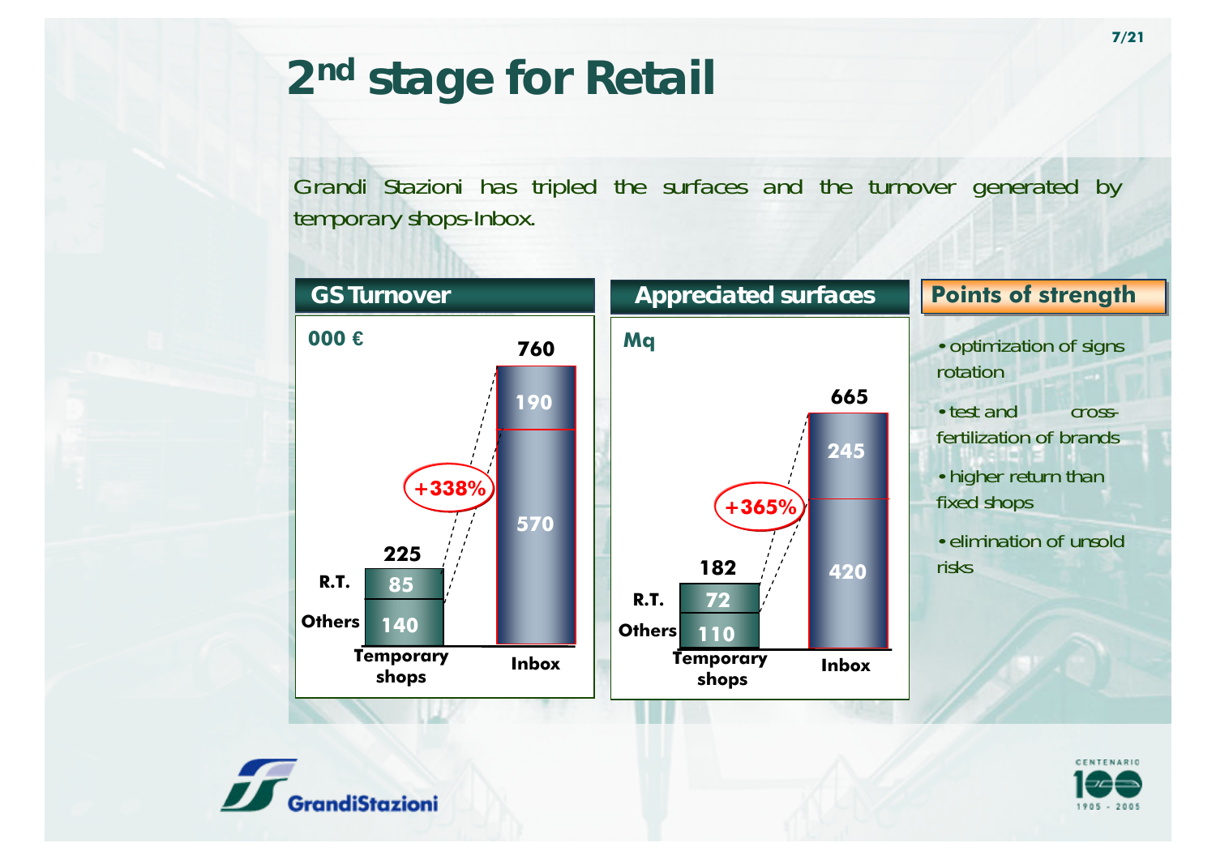# 2nd stage for Retail

Grandi Stazioni has tripled the surfaces and the turnover generated by temporary shops-Inbox.

## GS Turnover

000 €

| | Temporary shops | Inbox |
|---|---|---|
| R.T. | 85 | 190 |
| Others | 140 | 570 |
| Total | 225 | 760 |

+338%

## Appreciated surfaces

Mq

| | Temporary shops | Inbox |
|---|---|---|
| R.T. | 72 | 245 |
| Others | 110 | 420 |
| Total | 182 | 665 |

+365%

## Points of strength

- optimization of signs rotation
- test and cross-fertilization of brands
- higher return than fixed shops
- elimination of unsold risks

GrandiStazioni

CENTENARIO 100 1905 - 2005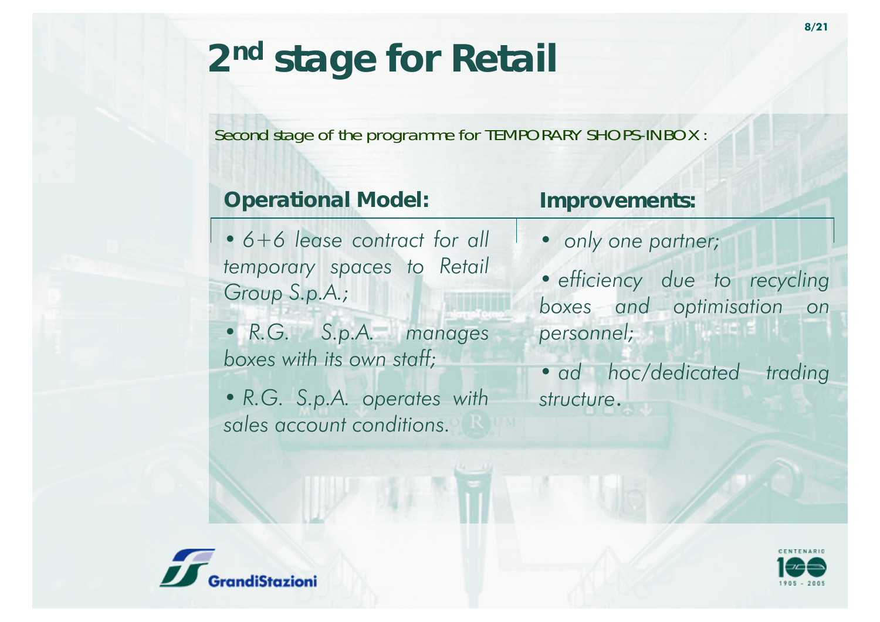# 2nd stage for Retail

Second stage of the programme for TEMPORARY SHOPS-IN BOX :

### Operational Model:

- *6+6 lease contract for all temporary spaces to Retail Group S.p.A.;*
- *R.G. S.p.A. manages boxes with its own staff;*
- *R.G. S.p.A. operates with sales account conditions.*

### Improvements:

- *only one partner;*
- *efficiency due to recycling boxes and optimisation on personnel;*
- *ad hoc/dedicated trading structure.*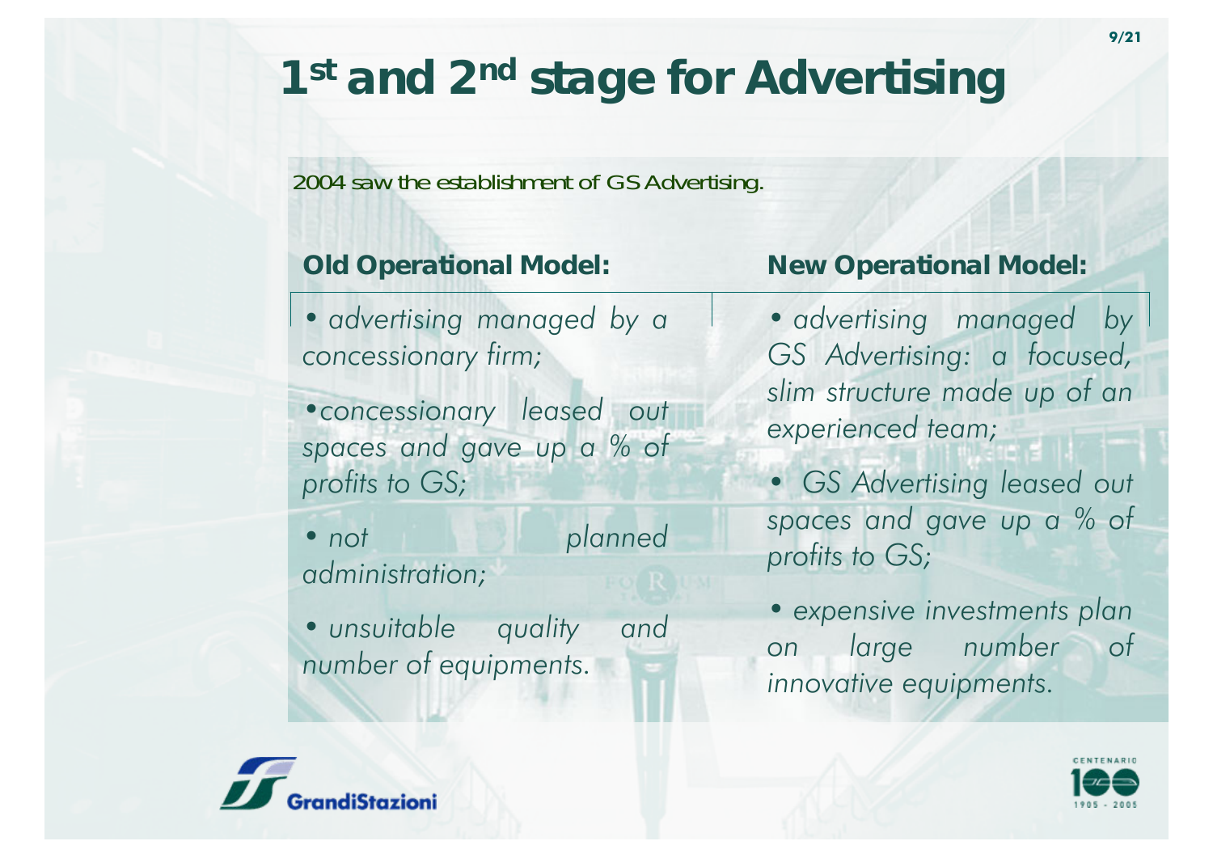# 1st and 2nd stage for Advertising

2004 saw the establishment of GS Advertising.

**Old Operational Model:**

- *advertising managed by a concessionary firm;*
- *concessionary leased out spaces and gave up a % of profits to GS;*
- *not planned administration;*
- *unsuitable quality and number of equipments.*

**New Operational Model:**

- *advertising managed by GS Advertising: a focused, slim structure made up of an experienced team;*
- *GS Advertising leased out spaces and gave up a % of profits to GS;*
- *expensive investments plan on large number of innovative equipments.*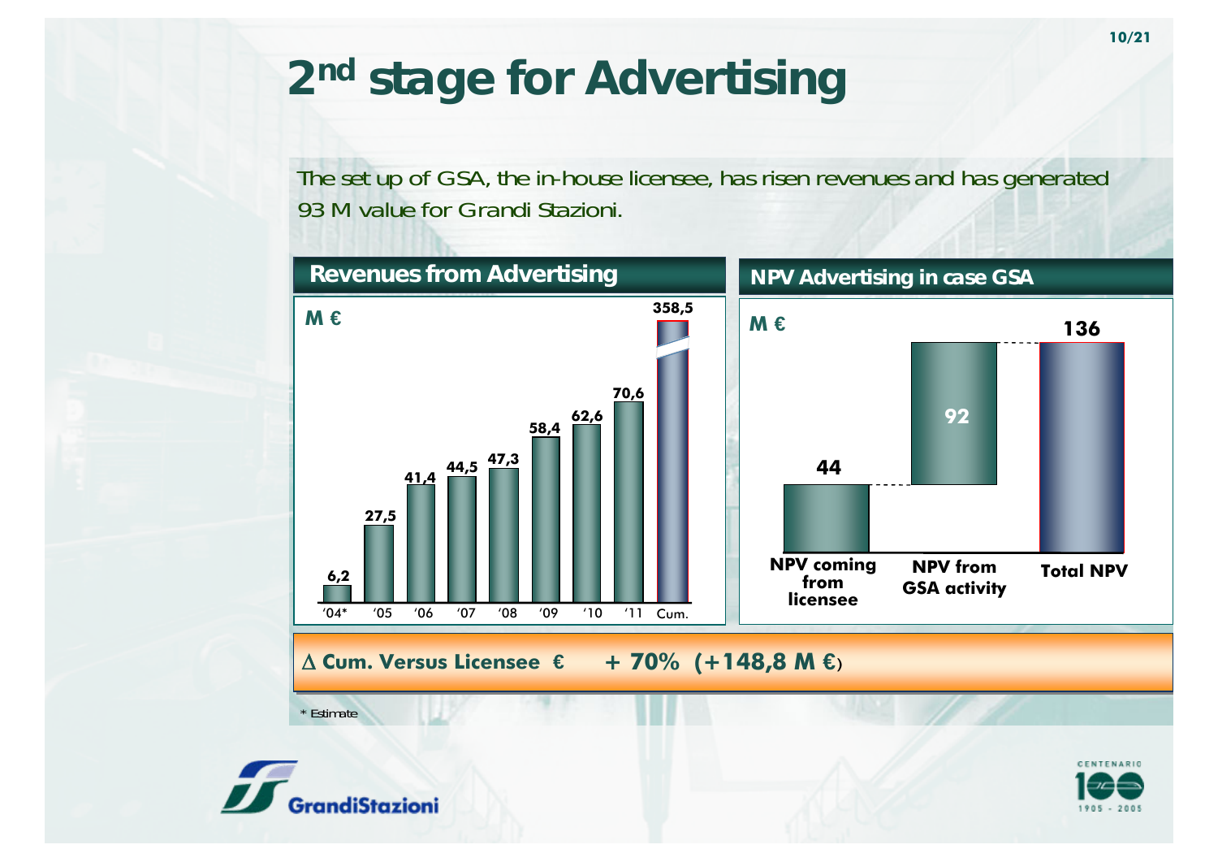# 2nd stage for Advertising

The set up of GSA, the in-house licensee, has risen revenues and has generated 93 M value for Grandi Stazioni.

## Revenues from Advertising

M €

| '04* | '05 | '06 | '07 | '08 | '09 | '10 | '11 | Cum. |
|---|---|---|---|---|---|---|---|---|
| 6,2 | 27,5 | 41,4 | 44,5 | 47,3 | 58,4 | 62,6 | 70,6 | 358,5 |

## NPV Advertising in case GSA

M €

| NPV coming from licensee | NPV from GSA activity | Total NPV |
|---|---|---|
| 44 | 92 | 136 |

**Δ Cum. Versus Licensee € + 70% (+148,8 M €)**

\* Estimate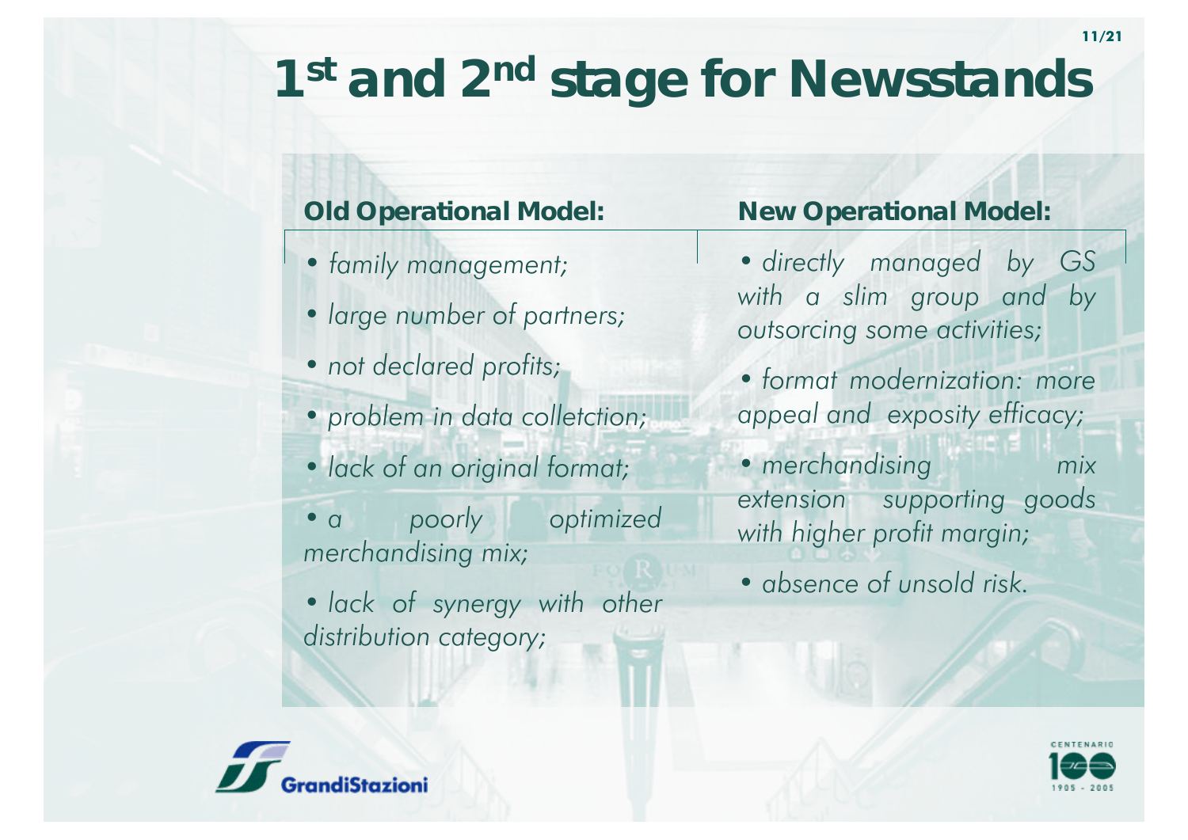# 1st and 2nd stage for Newsstands

**Old Operational Model:**

- *family management;*
- *large number of partners;*
- *not declared profits;*
- *problem in data colletction;*
- *lack of an original format;*
- *a poorly optimized merchandising mix;*
- *lack of synergy with other distribution category;*

**New Operational Model:**

- *directly managed by GS with a slim group and by outsorcing some activities;*
- *format modernization: more appeal and exposity efficacy;*
- *merchandising mix extension supporting goods with higher profit margin;*
- *absence of unsold risk.*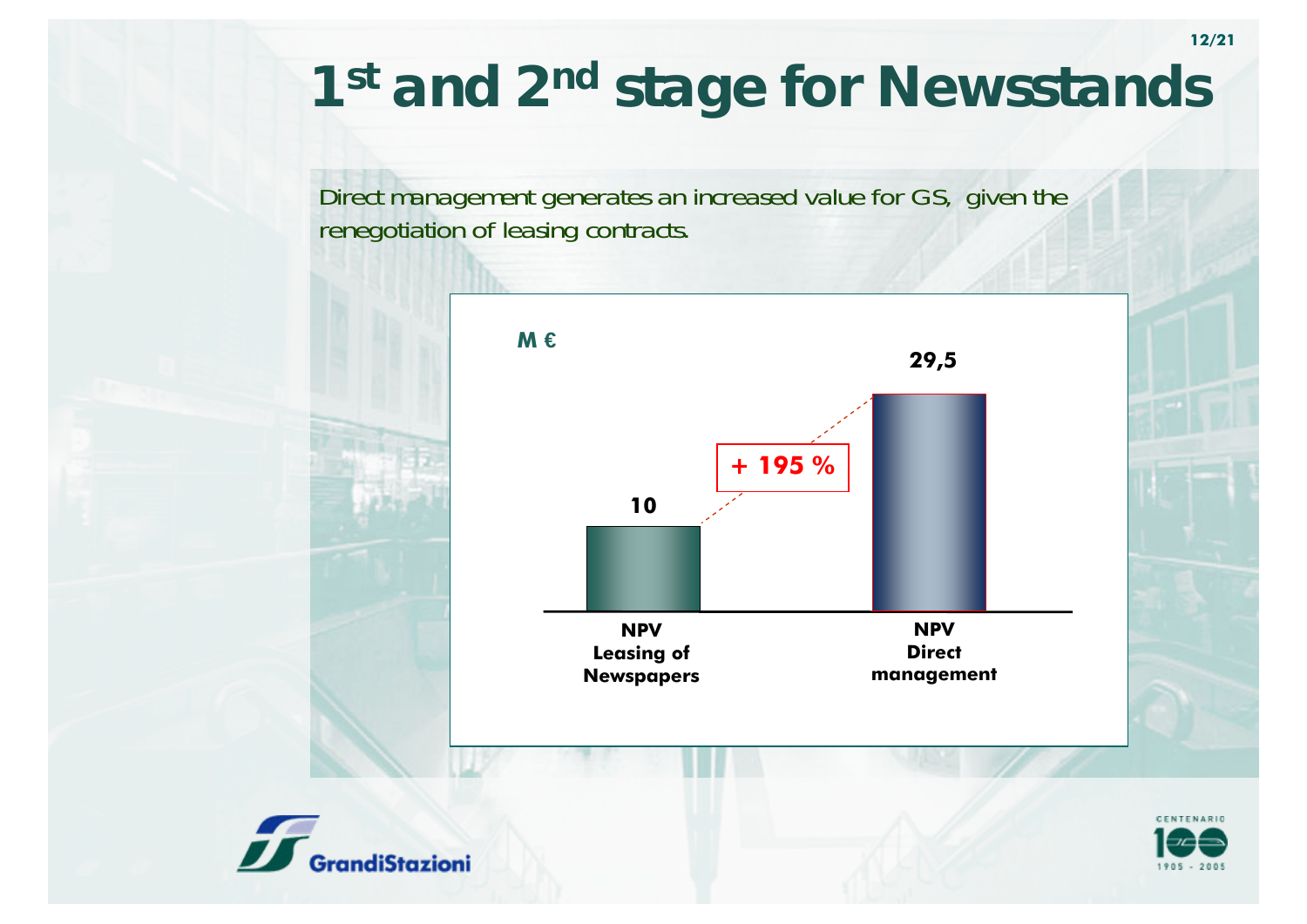# 1st and 2nd stage for Newsstands

Direct management generates an increased value for GS, given the renegotiation of leasing contracts.

M €

| | NPV Leasing of Newspapers | NPV Direct management |
|---|---|---|
| M € | 10 | 29,5 |

+ 195 %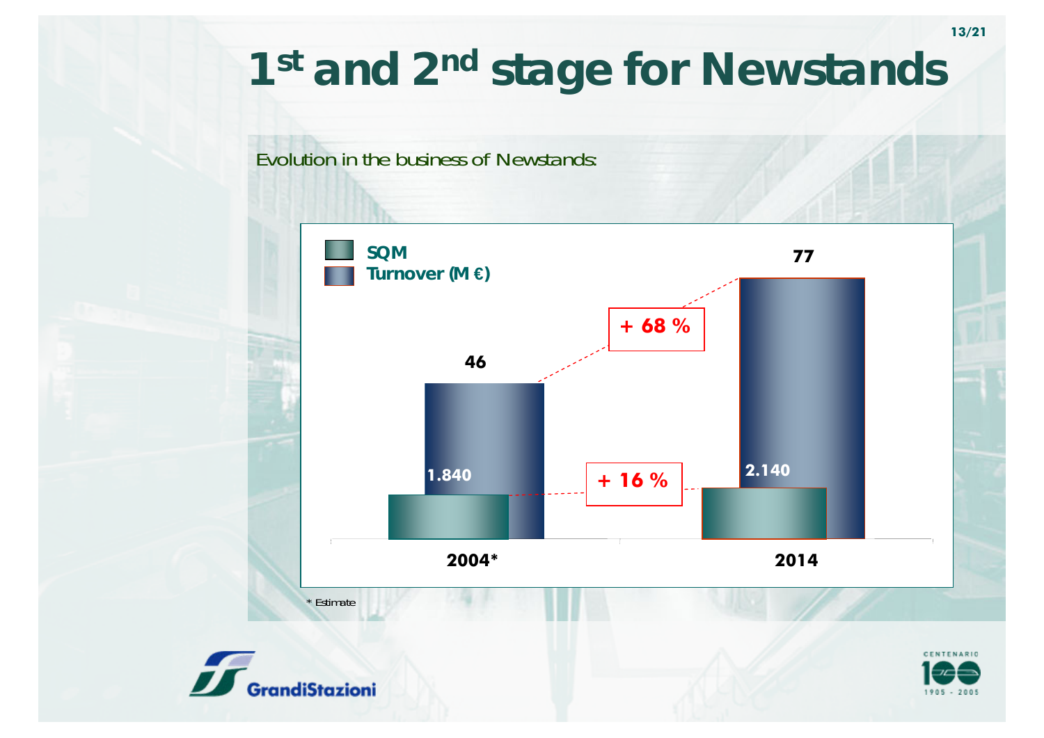# 1st and 2nd stage for Newstands

Evolution in the business of Newstands:

| | SQM | Turnover (M €) |
|---|---|---|
| 2004* | 1.840 | 46 |
| 2014 | 2.140 | 77 |
| Change | + 16 % | + 68 % |

\* Estimate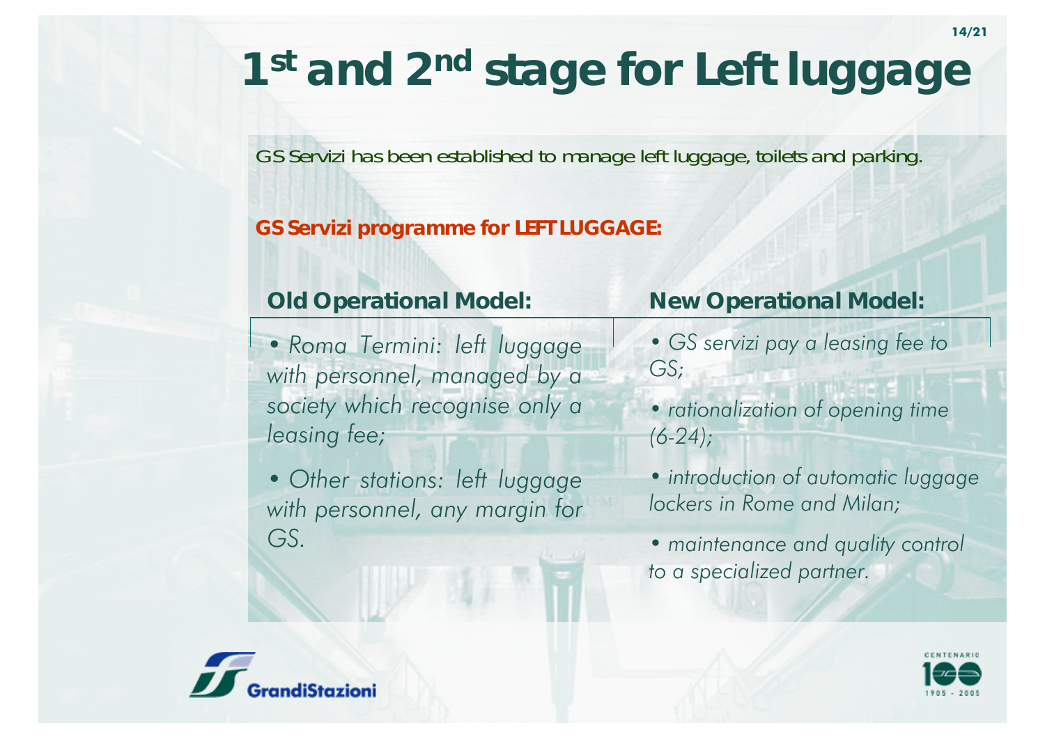# 1st and 2nd stage for Left luggage

GS Servizi has been established to manage left luggage, toilets and parking.

**GS Servizi programme for LEFT LUGGAGE:**

**Old Operational Model:**

- *Roma Termini: left luggage with personnel, managed by a society which recognise only a leasing fee;*
- *Other stations: left luggage with personnel, any margin for GS.*

**New Operational Model:**

- *GS servizi pay a leasing fee to GS;*
- *rationalization of opening time (6-24);*
- *introduction of automatic luggage lockers in Rome and Milan;*
- *maintenance and quality control to a specialized partner.*

GrandiStazioni

CENTENARIO 100 1905 - 2005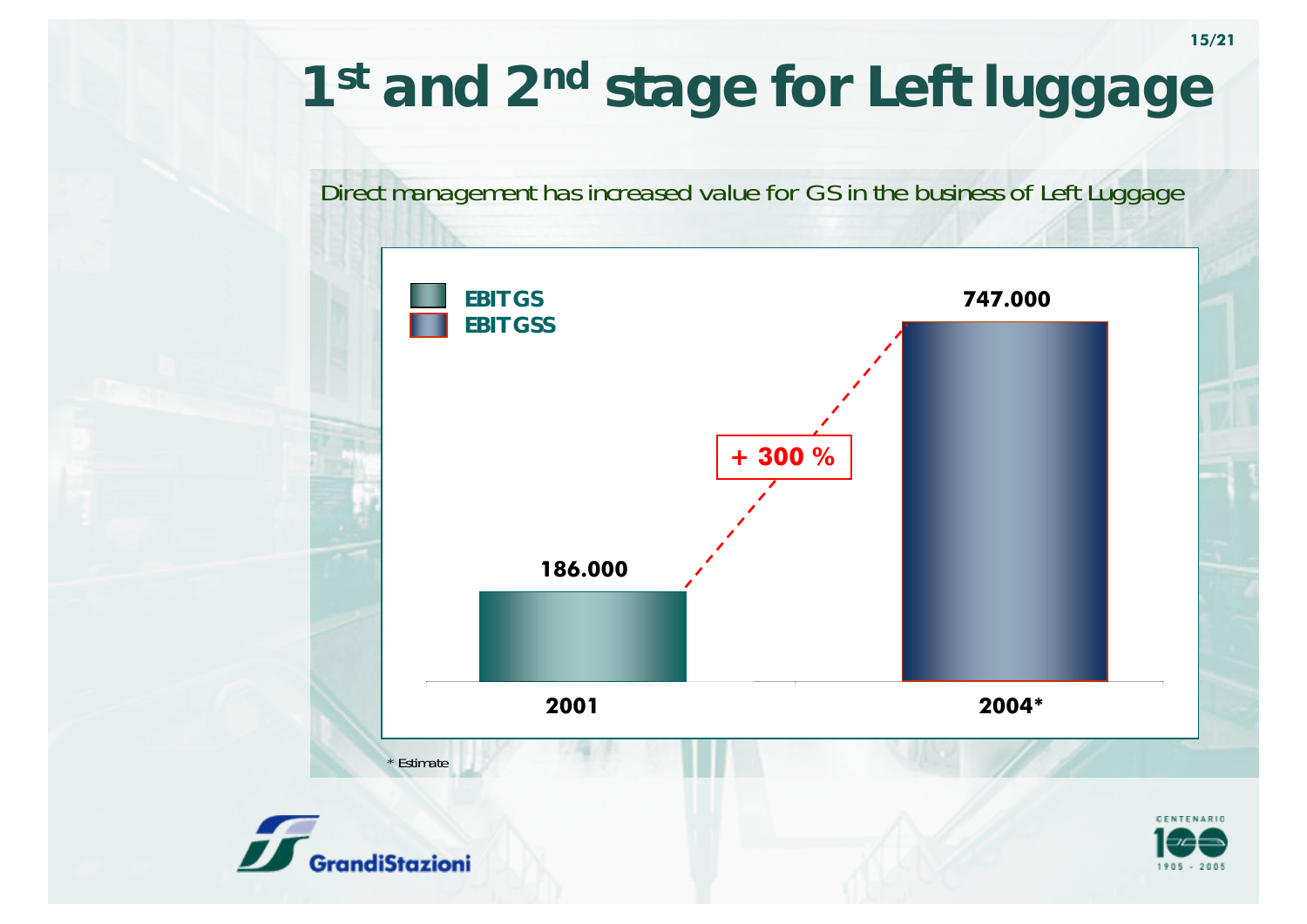# 1st and 2nd stage for Left luggage

Direct management has increased value for GS in the business of Left Luggage

| | 2001 | 2004* |
| --- | --- | --- |
| EBIT GS | 186.000 | |
| EBIT GSS | | 747.000 |

+ 300 %

\* Estimate

GrandiStazioni

CENTENARIO 100 1905 - 2005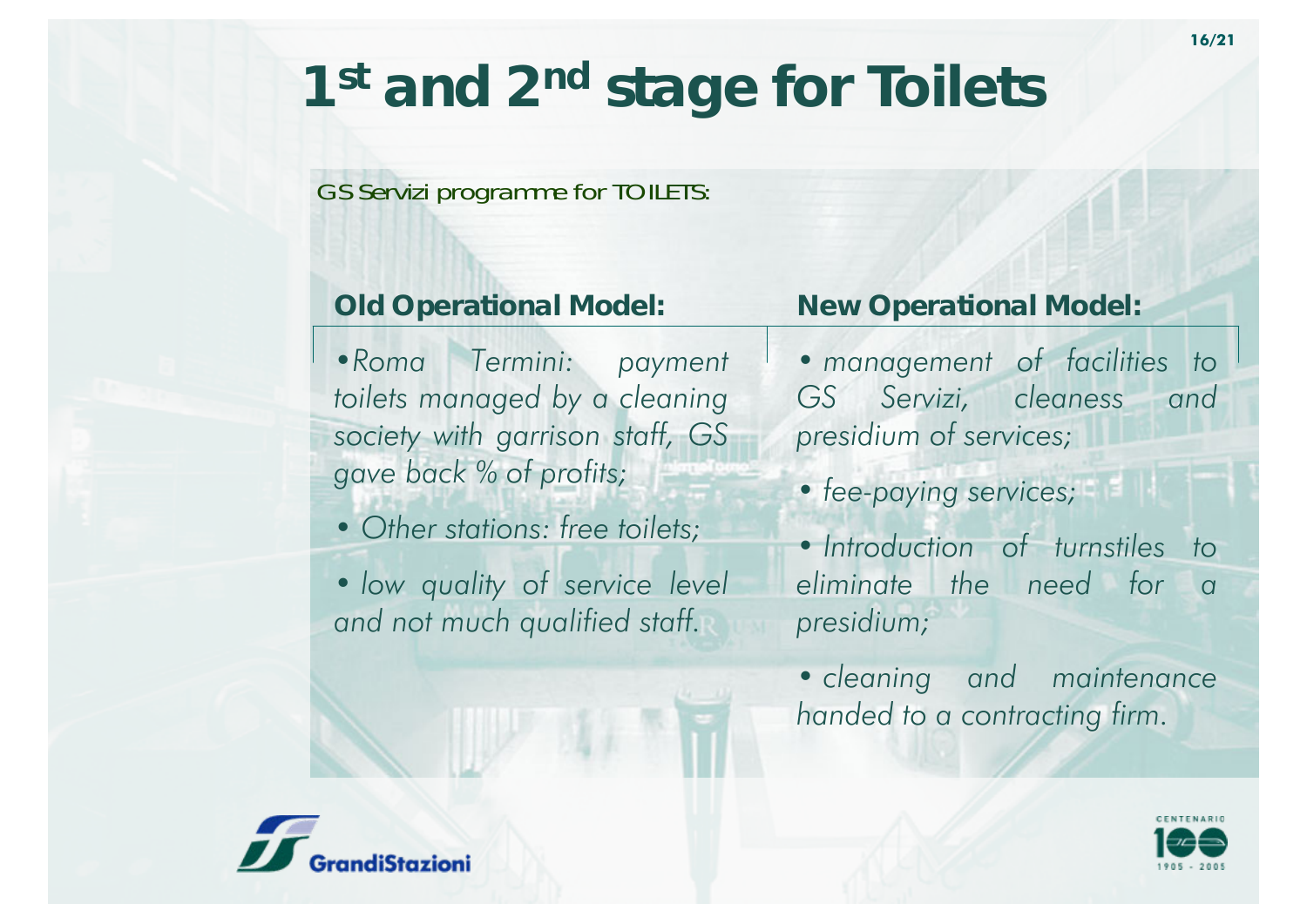# 1st and 2nd stage for Toilets

GS Servizi programme for TOILETS:

**Old Operational Model:**

- *Roma Termini: payment toilets managed by a cleaning society with garrison staff, GS gave back % of profits;*
- *Other stations: free toilets;*
- *low quality of service level and not much qualified staff.*

**New Operational Model:**

- *management of facilities to GS Servizi, cleaness and presidium of services;*
- *fee-paying services;*
- *Introduction of turnstiles to eliminate the need for a presidium;*
- *cleaning and maintenance handed to a contracting firm.*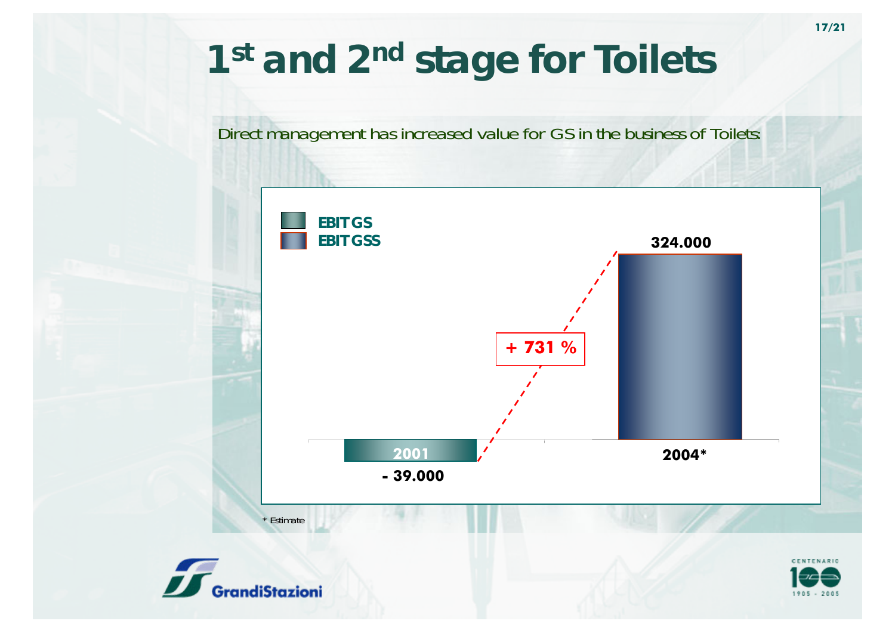# 1st and 2nd stage for Toilets

Direct management has increased value for GS in the business of Toilets:

EBIT GS

EBIT GSS

| Year | EBIT |
| --- | --- |
| 2001 | - 39.000 |
| 2004* | 324.000 |

+ 731 %

\* Estimate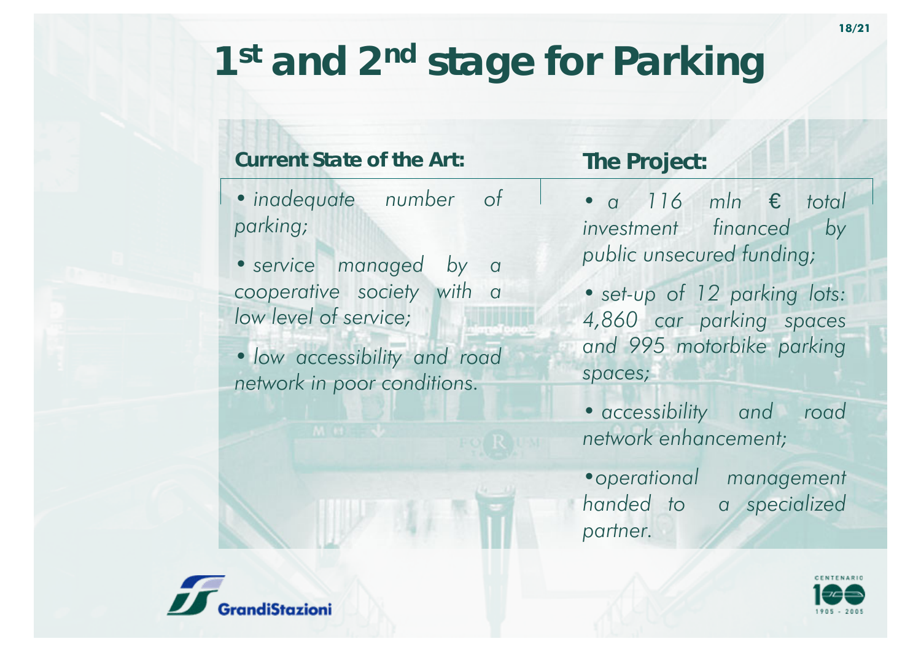# 1st and 2nd stage for Parking

**Current State of the Art:**

- *inadequate number of parking;*
- *service managed by a cooperative society with a low level of service;*
- *low accessibility and road network in poor conditions.*

**The Project:**

- *a 116 mln € total investment financed by public unsecured funding;*
- *set-up of 12 parking lots: 4,860 car parking spaces and 995 motorbike parking spaces;*
- *accessibility and road network enhancement;*
- *operational management handed to a specialized partner.*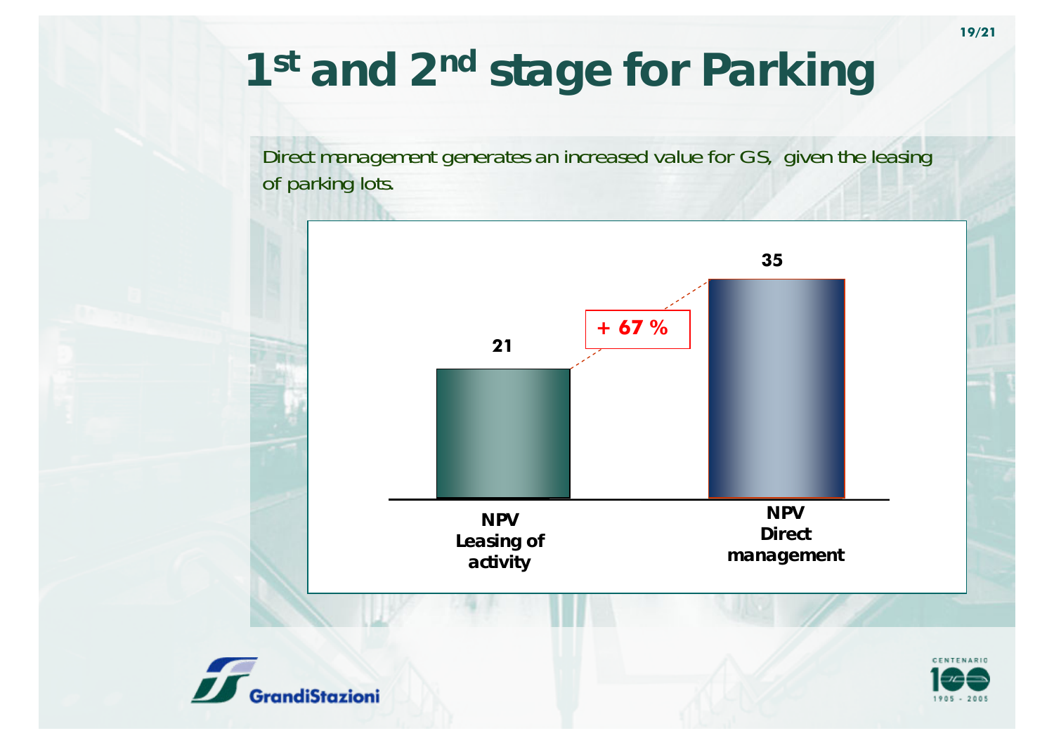# 1st and 2nd stage for Parking

Direct management generates an increased value for GS, given the leasing of parking lots.

| | NPV Leasing of activity | NPV Direct management |
|---|---|---|
| Value | 21 | 35 |

+ 67 %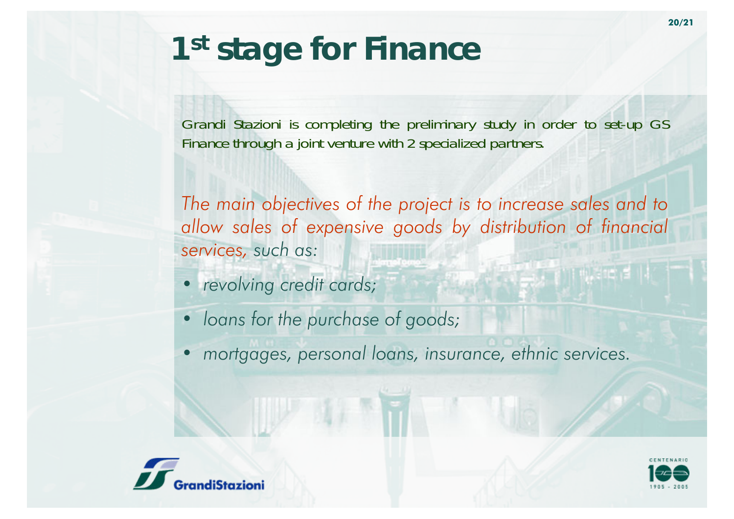# 1st stage for Finance

Grandi Stazioni is completing the preliminary study in order to set-up GS Finance through a joint venture with 2 specialized partners.

*The main objectives of the project is to increase sales and to allow sales of expensive goods by distribution of financial services, such as:*

- *revolving credit cards;*
- *loans for the purchase of goods;*
- *mortgages, personal loans, insurance, ethnic services.*

GrandiStazioni

CENTENARIO 100 1905 - 2005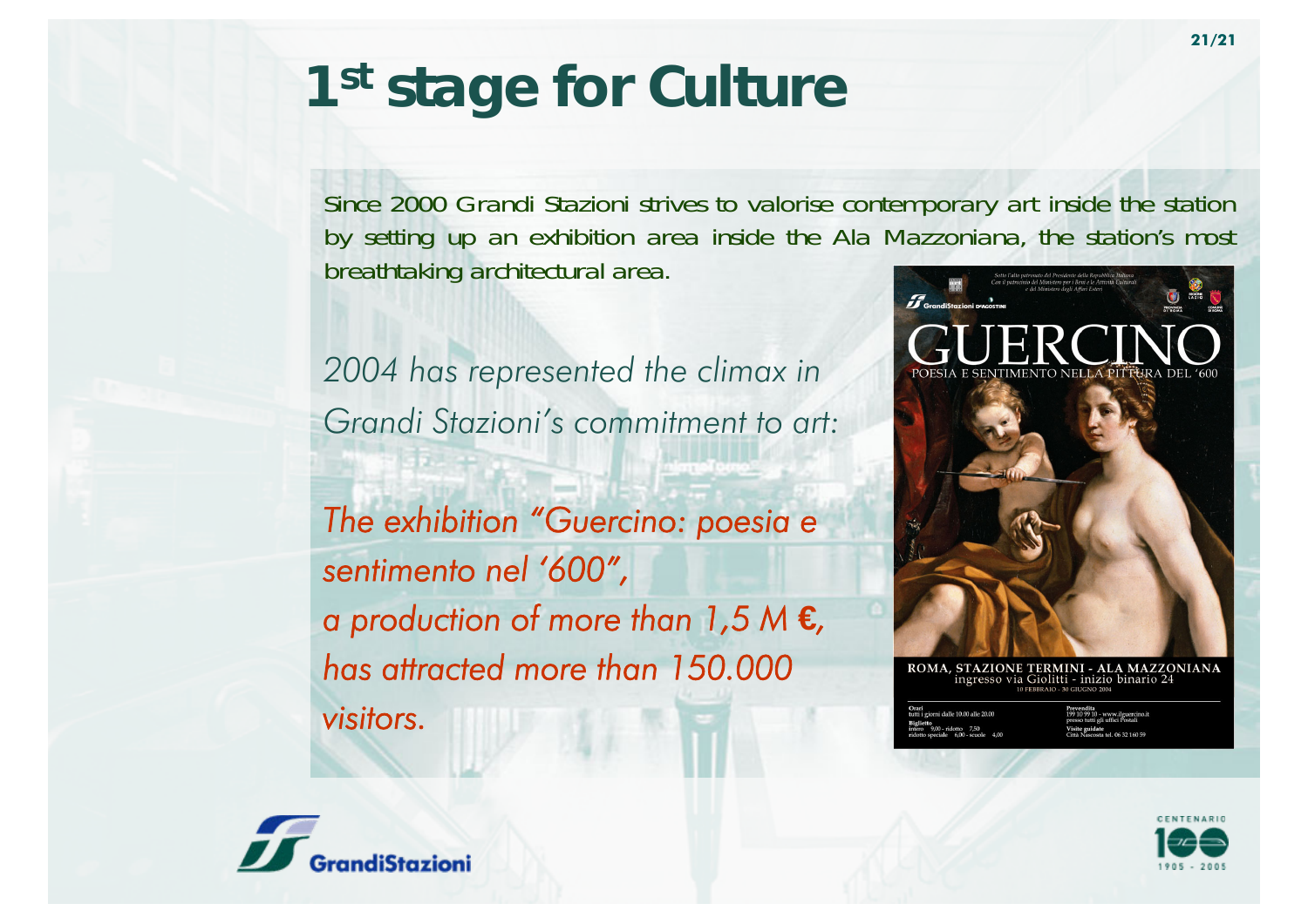# 1st stage for Culture

Since 2000 Grandi Stazioni strives to valorise contemporary art inside the station by setting up an exhibition area inside the Ala Mazzoniana, the station's most breathtaking architectural area.

*2004 has represented the climax in Grandi Stazioni's commitment to art:*

*The exhibition "Guercino: poesia e sentimento nel '600", a production of more than 1,5 M €, has attracted more than 150.000 visitors.*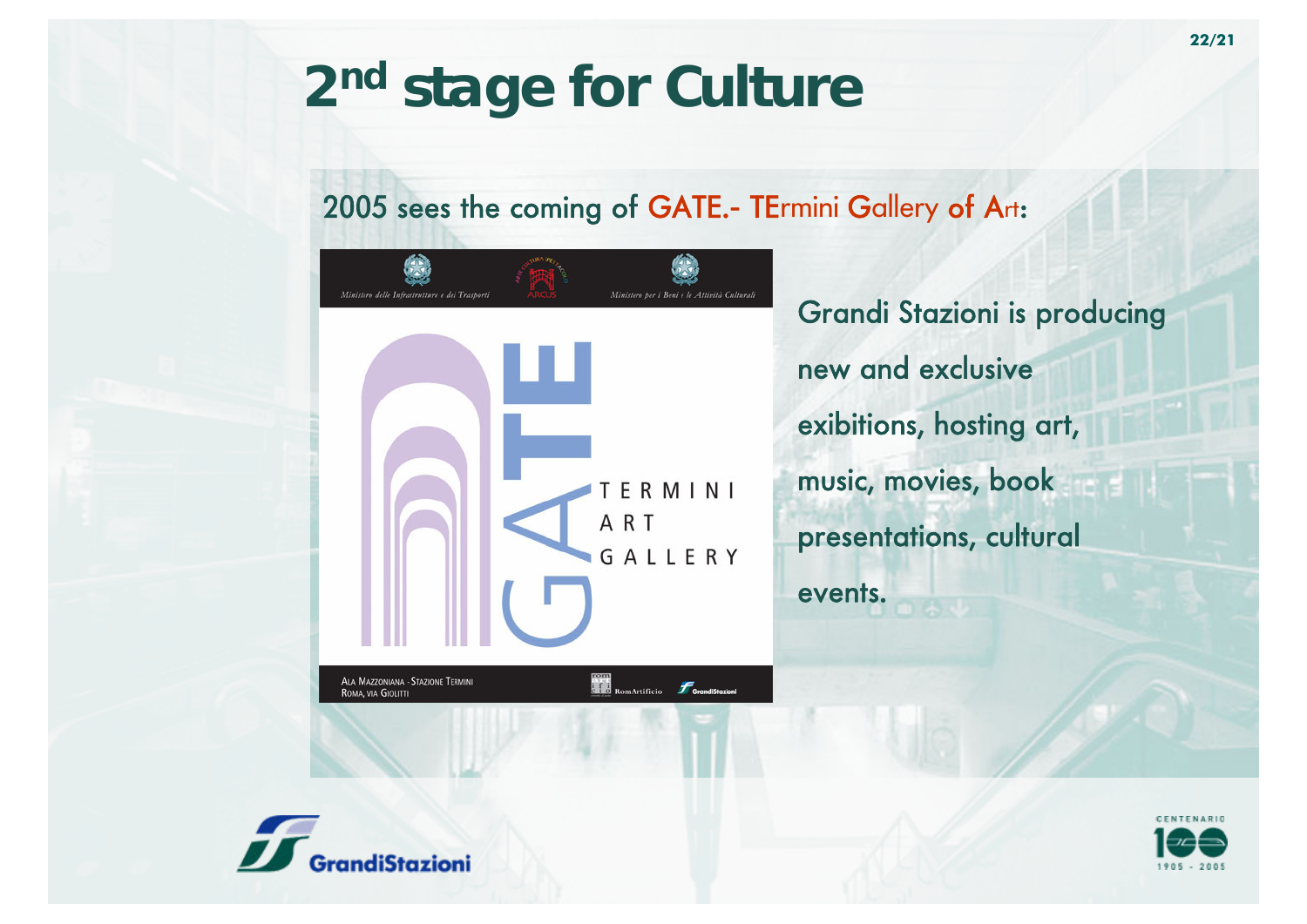# 2nd stage for Culture

2005 sees the coming of GATE.- TErmini Gallery of Art:

ALA MAZZONIANA - STAZIONE TERMINI
ROMA, VIA GIOLITTI

Grandi Stazioni is producing new and exclusive exibitions, hosting art, music, movies, book presentations, cultural events.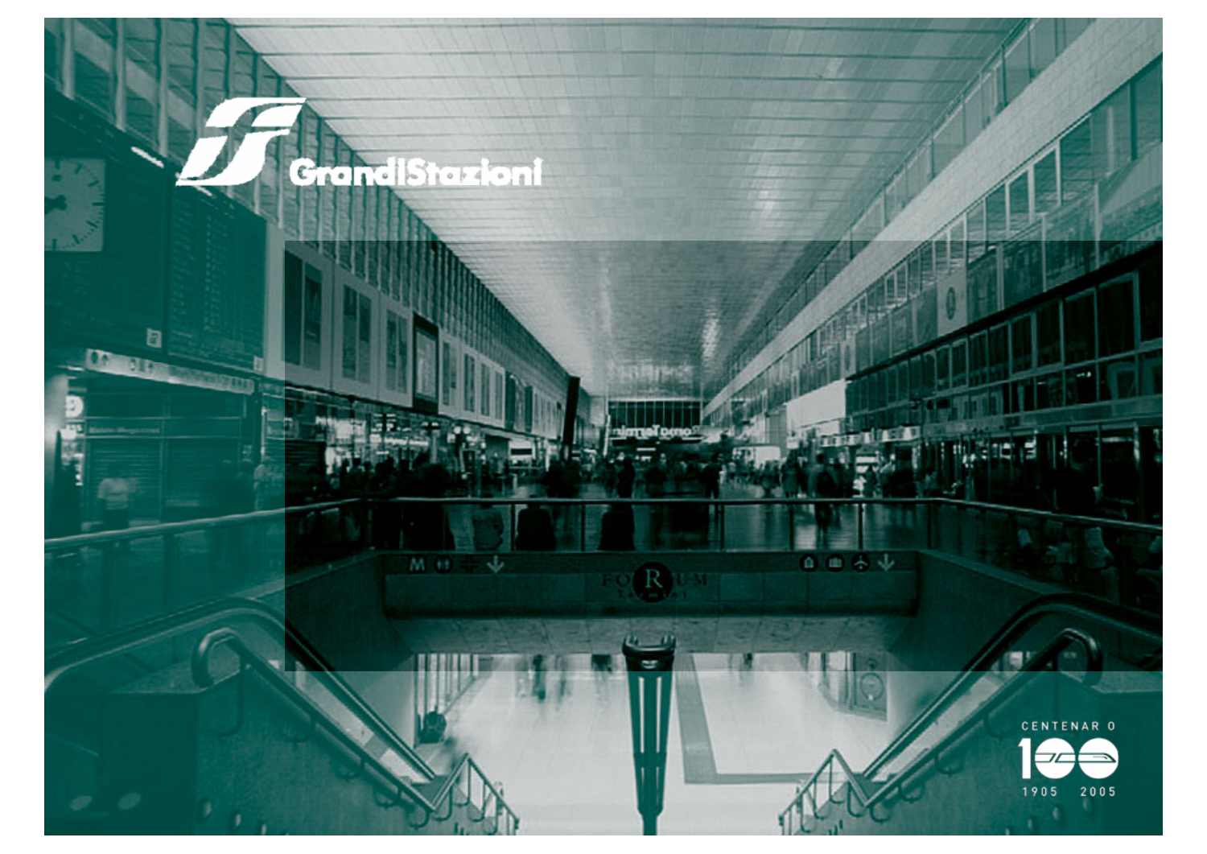GrandiStazioni

CENTENAR O

1905 2005